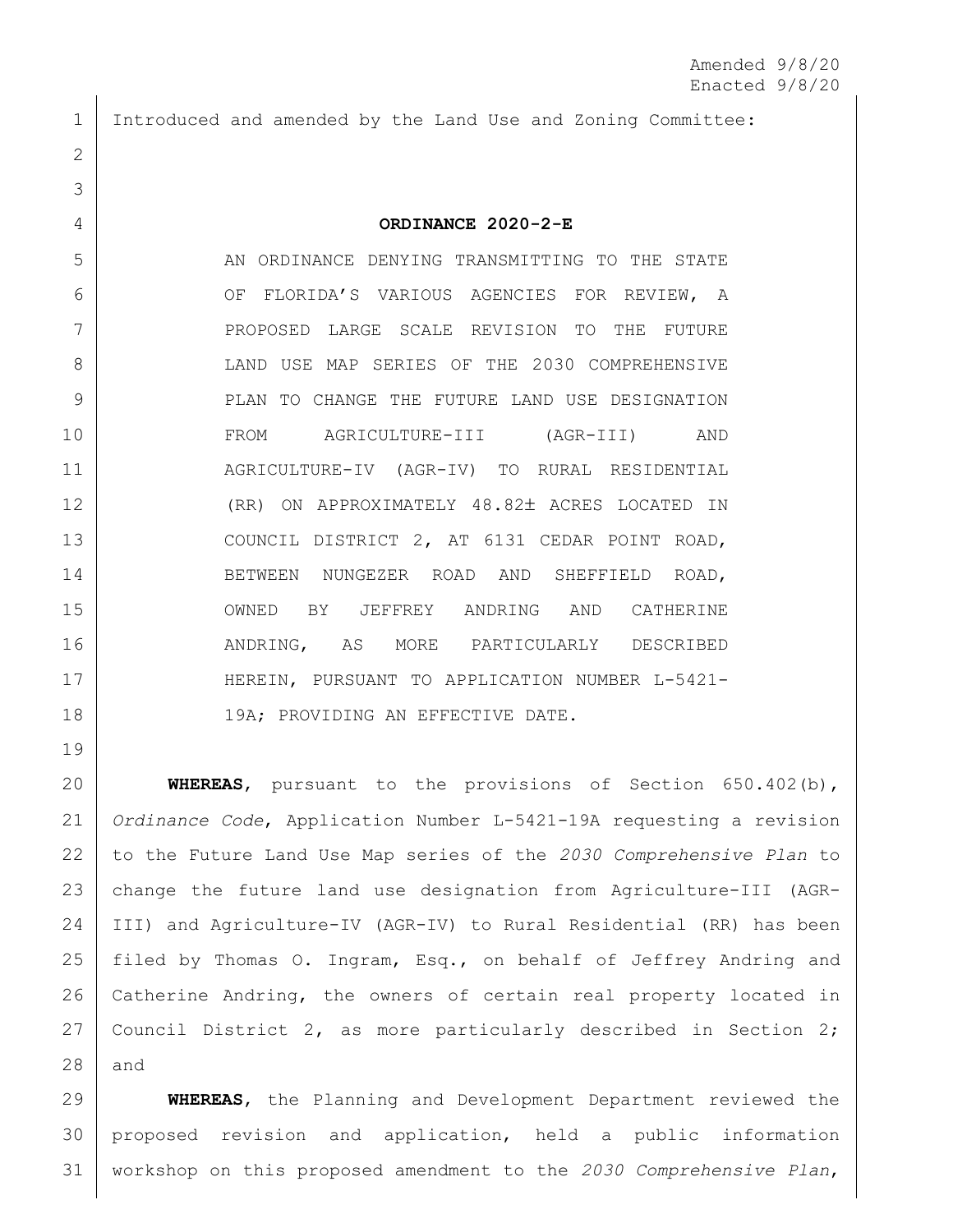Amended 9/8/20
Enacted 9/8/20

Introduced and amended by the Land Use and Zoning Committee:

**ORDINANCE 2020-2-E**

AN ORDINANCE DENYING TRANSMITTING TO THE STATE OF FLORIDA'S VARIOUS AGENCIES FOR REVIEW, A PROPOSED LARGE SCALE REVISION TO THE FUTURE LAND USE MAP SERIES OF THE 2030 COMPREHENSIVE PLAN TO CHANGE THE FUTURE LAND USE DESIGNATION FROM AGRICULTURE-III (AGR-III) AND AGRICULTURE-IV (AGR-IV) TO RURAL RESIDENTIAL (RR) ON APPROXIMATELY 48.82± ACRES LOCATED IN COUNCIL DISTRICT 2, AT 6131 CEDAR POINT ROAD, BETWEEN NUNGEZER ROAD AND SHEFFIELD ROAD, OWNED BY JEFFREY ANDRING AND CATHERINE ANDRING, AS MORE PARTICULARLY DESCRIBED HEREIN, PURSUANT TO APPLICATION NUMBER L-5421-19A; PROVIDING AN EFFECTIVE DATE.

**WHEREAS**, pursuant to the provisions of Section 650.402(b), *Ordinance Code*, Application Number L-5421-19A requesting a revision to the Future Land Use Map series of the *2030 Comprehensive Plan* to change the future land use designation from Agriculture-III (AGR-III) and Agriculture-IV (AGR-IV) to Rural Residential (RR) has been filed by Thomas O. Ingram, Esq., on behalf of Jeffrey Andring and Catherine Andring, the owners of certain real property located in Council District 2, as more particularly described in Section 2; and

**WHEREAS**, the Planning and Development Department reviewed the proposed revision and application, held a public information workshop on this proposed amendment to the *2030 Comprehensive Plan*,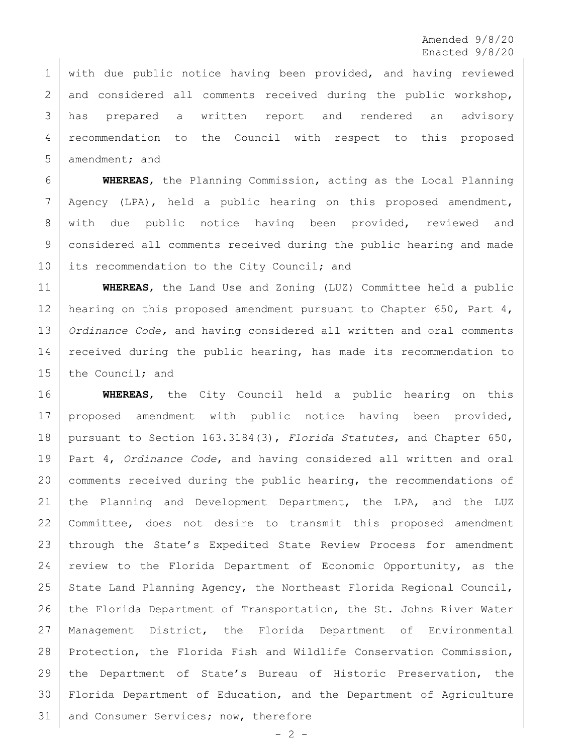with due public notice having been provided, and having reviewed and considered all comments received during the public workshop, has prepared a written report and rendered an advisory recommendation to the Council with respect to this proposed amendment; and

**WHEREAS**, the Planning Commission, acting as the Local Planning Agency (LPA), held a public hearing on this proposed amendment, with due public notice having been provided, reviewed and considered all comments received during the public hearing and made its recommendation to the City Council; and

**WHEREAS**, the Land Use and Zoning (LUZ) Committee held a public hearing on this proposed amendment pursuant to Chapter 650, Part 4, *Ordinance Code,* and having considered all written and oral comments received during the public hearing, has made its recommendation to the Council; and

**WHEREAS**, the City Council held a public hearing on this proposed amendment with public notice having been provided, pursuant to Section 163.3184(3), *Florida Statutes*, and Chapter 650, Part 4, *Ordinance Code*, and having considered all written and oral comments received during the public hearing, the recommendations of the Planning and Development Department, the LPA, and the LUZ Committee, does not desire to transmit this proposed amendment through the State's Expedited State Review Process for amendment review to the Florida Department of Economic Opportunity, as the State Land Planning Agency, the Northeast Florida Regional Council, the Florida Department of Transportation, the St. Johns River Water Management District, the Florida Department of Environmental Protection, the Florida Fish and Wildlife Conservation Commission, the Department of State's Bureau of Historic Preservation, the Florida Department of Education, and the Department of Agriculture and Consumer Services; now, therefore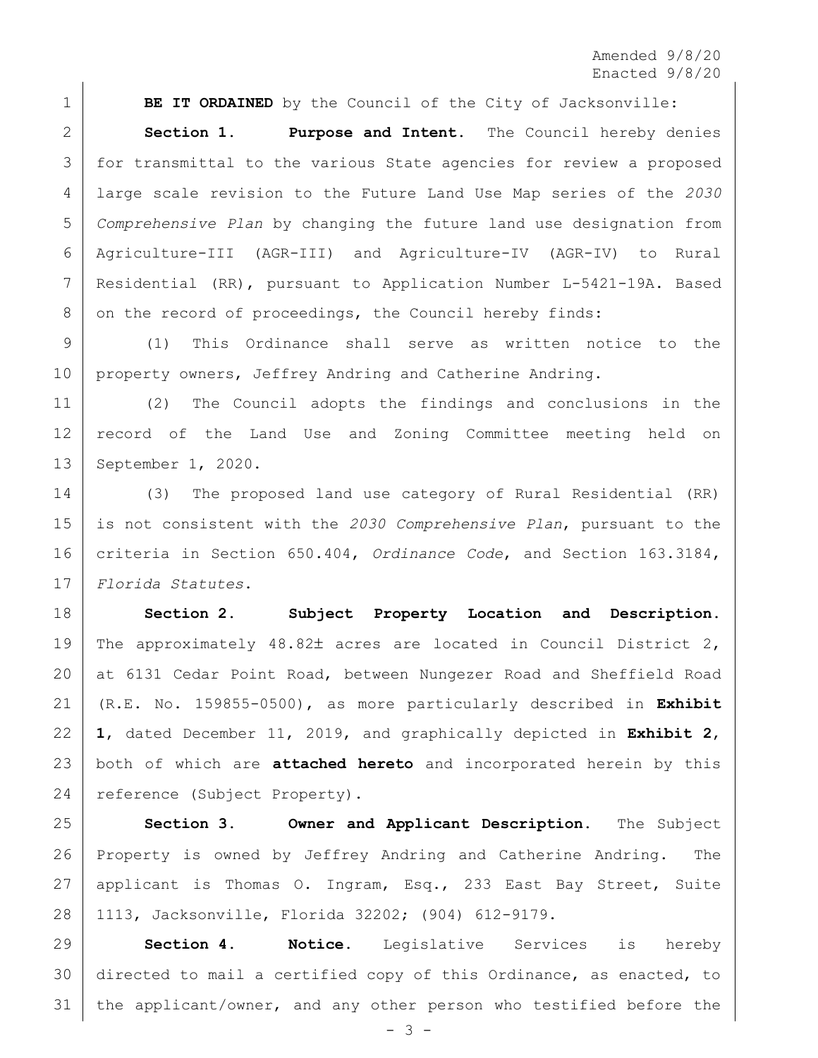Amended 9/8/20
Enacted 9/8/20

**BE IT ORDAINED** by the Council of the City of Jacksonville:

**Section 1. Purpose and Intent.** The Council hereby denies for transmittal to the various State agencies for review a proposed large scale revision to the Future Land Use Map series of the *2030 Comprehensive Plan* by changing the future land use designation from Agriculture-III (AGR-III) and Agriculture-IV (AGR-IV) to Rural Residential (RR), pursuant to Application Number L-5421-19A. Based on the record of proceedings, the Council hereby finds:

(1) This Ordinance shall serve as written notice to the property owners, Jeffrey Andring and Catherine Andring.

(2) The Council adopts the findings and conclusions in the record of the Land Use and Zoning Committee meeting held on September 1, 2020.

(3) The proposed land use category of Rural Residential (RR) is not consistent with the *2030 Comprehensive Plan*, pursuant to the criteria in Section 650.404, *Ordinance Code*, and Section 163.3184, *Florida Statutes*.

**Section 2. Subject Property Location and Description.** The approximately 48.82± acres are located in Council District 2, at 6131 Cedar Point Road, between Nungezer Road and Sheffield Road (R.E. No. 159855-0500), as more particularly described in **Exhibit 1**, dated December 11, 2019, and graphically depicted in **Exhibit 2**, both of which are **attached hereto** and incorporated herein by this reference (Subject Property).

**Section 3. Owner and Applicant Description.** The Subject Property is owned by Jeffrey Andring and Catherine Andring. The applicant is Thomas O. Ingram, Esq., 233 East Bay Street, Suite 1113, Jacksonville, Florida 32202; (904) 612-9179.

**Section 4. Notice.** Legislative Services is hereby directed to mail a certified copy of this Ordinance, as enacted, to the applicant/owner, and any other person who testified before the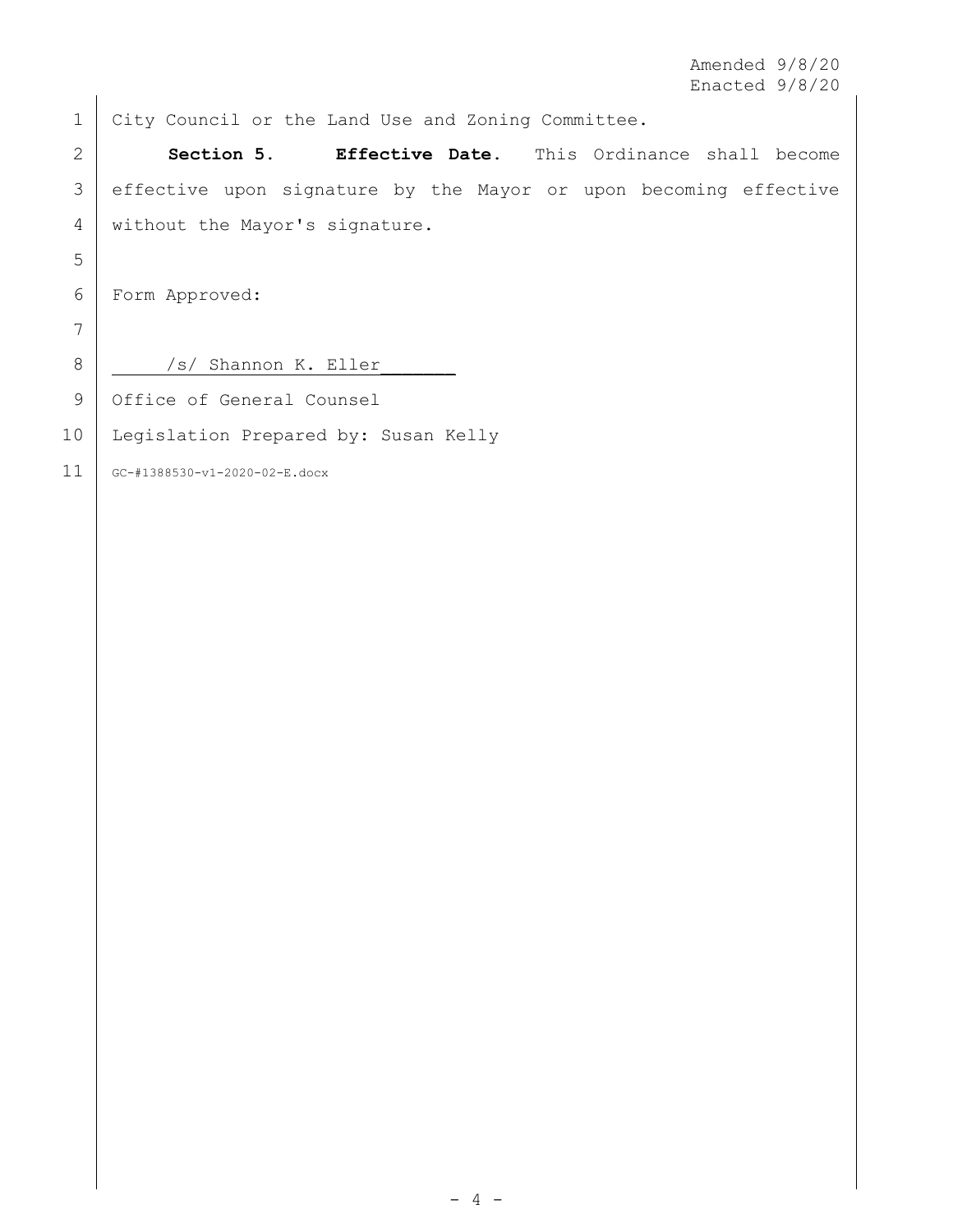Amended 9/8/20
Enacted 9/8/20

City Council or the Land Use and Zoning Committee.

**Section 5. Effective Date.** This Ordinance shall become effective upon signature by the Mayor or upon becoming effective without the Mayor's signature.

Form Approved:

/s/ Shannon K. Eller

Office of General Counsel

Legislation Prepared by: Susan Kelly

GC-#1388530-v1-2020-02-E.docx